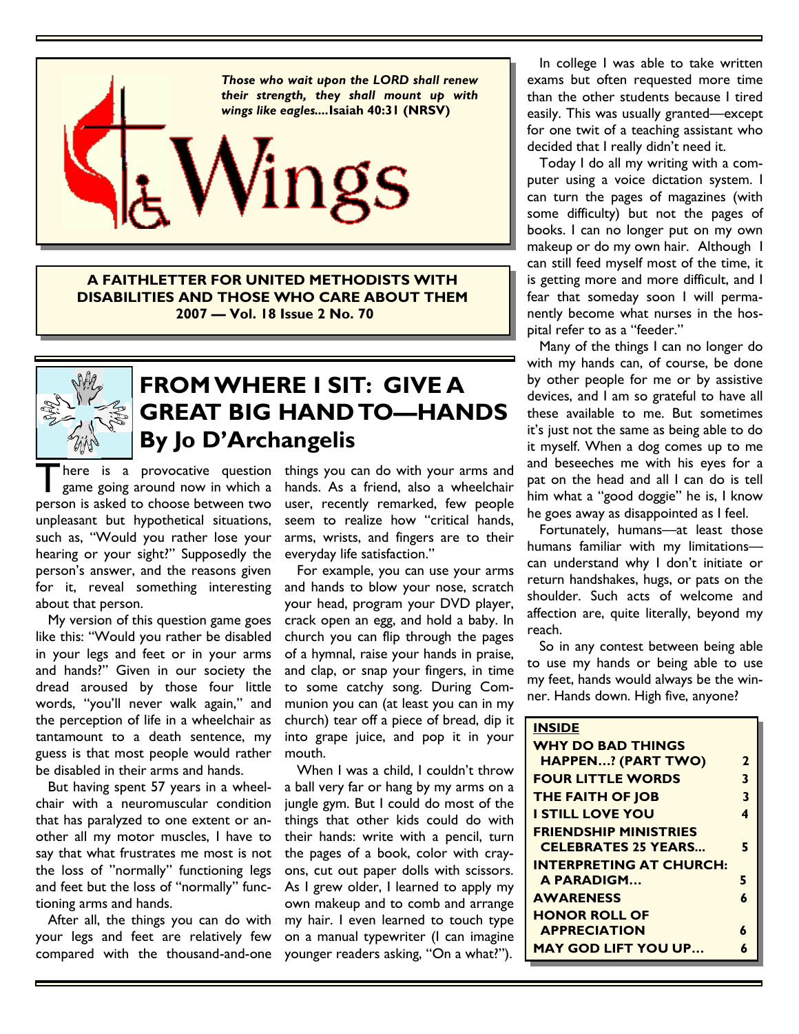*Those who wait upon the LORD shall renew their strength, they shall mount up with wings like eagles....***Isaiah 40:31 (NRSV)**

# Wings

**A FAITHLETTER FOR UNITED METHODISTS WITH DISABILITIES AND THOSE WHO CARE ABOUT THEM**
**2007 — Vol. 18 Issue 2 No. 70**

## FROM WHERE I SIT: GIVE A GREAT BIG HAND TO—HANDS
## By Jo D'Archangelis

There is a provocative question game going around now in which a person is asked to choose between two unpleasant but hypothetical situations, such as, "Would you rather lose your hearing or your sight?" Supposedly the person's answer, and the reasons given for it, reveal something interesting about that person.

My version of this question game goes like this: "Would you rather be disabled in your legs and feet or in your arms and hands?" Given in our society the dread aroused by those four little words, "you'll never walk again," and the perception of life in a wheelchair as tantamount to a death sentence, my guess is that most people would rather be disabled in their arms and hands.

But having spent 57 years in a wheelchair with a neuromuscular condition that has paralyzed to one extent or another all my motor muscles, I have to say that what frustrates me most is not the loss of "normally" functioning legs and feet but the loss of "normally" functioning arms and hands.

After all, the things you can do with your legs and feet are relatively few compared with the thousand-and-one things you can do with your arms and hands. As a friend, also a wheelchair user, recently remarked, few people seem to realize how "critical hands, arms, wrists, and fingers are to their everyday life satisfaction."

For example, you can use your arms and hands to blow your nose, scratch your head, program your DVD player, crack open an egg, and hold a baby. In church you can flip through the pages of a hymnal, raise your hands in praise, and clap, or snap your fingers, in time to some catchy song. During Communion you can (at least you can in my church) tear off a piece of bread, dip it into grape juice, and pop it in your mouth.

When I was a child, I couldn't throw a ball very far or hang by my arms on a jungle gym. But I could do most of the things that other kids could do with their hands: write with a pencil, turn the pages of a book, color with crayons, cut out paper dolls with scissors. As I grew older, I learned to apply my own makeup and to comb and arrange my hair. I even learned to touch type on a manual typewriter (I can imagine younger readers asking, "On a what?").

In college I was able to take written exams but often requested more time than the other students because I tired easily. This was usually granted—except for one twit of a teaching assistant who decided that I really didn't need it.

Today I do all my writing with a computer using a voice dictation system. I can turn the pages of magazines (with some difficulty) but not the pages of books. I can no longer put on my own makeup or do my own hair. Although I can still feed myself most of the time, it is getting more and more difficult, and I fear that someday soon I will permanently become what nurses in the hospital refer to as a "feeder."

Many of the things I can no longer do with my hands can, of course, be done by other people for me or by assistive devices, and I am so grateful to have all these available to me. But sometimes it's just not the same as being able to do it myself. When a dog comes up to me and beseeches me with his eyes for a pat on the head and all I can do is tell him what a "good doggie" he is, I know he goes away as disappointed as I feel.

Fortunately, humans—at least those humans familiar with my limitations—can understand why I don't initiate or return handshakes, hugs, or pats on the shoulder. Such acts of welcome and affection are, quite literally, beyond my reach.

So in any contest between being able to use my hands or being able to use my feet, hands would always be the winner. Hands down. High five, anyone?

| **INSIDE** | |
|---|---|
| **WHY DO BAD THINGS HAPPEN...? (PART TWO)** | **2** |
| **FOUR LITTLE WORDS** | **3** |
| **THE FAITH OF JOB** | **3** |
| **I STILL LOVE YOU** | **4** |
| **FRIENDSHIP MINISTRIES CELEBRATES 25 YEARS...** | **5** |
| **INTERPRETING AT CHURCH: A PARADIGM...** | **5** |
| **AWARENESS** | **6** |
| **HONOR ROLL OF APPRECIATION** | **6** |
| **MAY GOD LIFT YOU UP...** | **6** |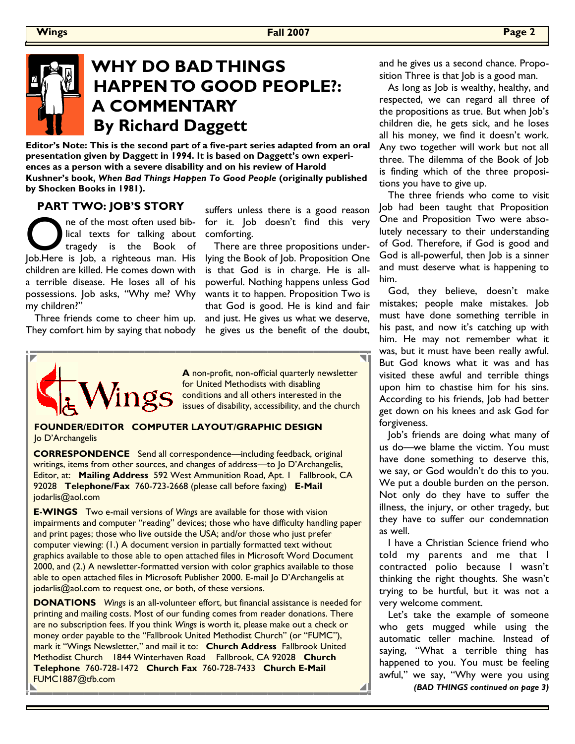# WHY DO BAD THINGS HAPPEN TO GOOD PEOPLE?: A COMMENTARY
## By Richard Daggett

**Editor's Note: This is the second part of a five-part series adapted from an oral presentation given by Daggett in 1994. It is based on Daggett's own experiences as a person with a severe disability and on his review of Harold Kushner's book, *When Bad Things Happen To Good People* (originally published by Shocken Books in 1981).**

### PART TWO: JOB'S STORY

One of the most often used biblical texts for talking about tragedy is the Book of Job.Here is Job, a righteous man. His children are killed. He comes down with a terrible disease. He loses all of his possessions. Job asks, "Why me? Why my children?"

Three friends come to cheer him up. They comfort him by saying that nobody suffers unless there is a good reason for it. Job doesn't find this very comforting.

There are three propositions underlying the Book of Job. Proposition One is that God is in charge. He is all-powerful. Nothing happens unless God wants it to happen. Proposition Two is that God is good. He is kind and fair and just. He gives us what we deserve, he gives us the benefit of the doubt, and he gives us a second chance. Proposition Three is that Job is a good man.

As long as Job is wealthy, healthy, and respected, we can regard all three of the propositions as true. But when Job's children die, he gets sick, and he loses all his money, we find it doesn't work. Any two together will work but not all three. The dilemma of the Book of Job is finding which of the three propositions you have to give up.

The three friends who come to visit Job had been taught that Proposition One and Proposition Two were absolutely necessary to their understanding of God. Therefore, if God is good and God is all-powerful, then Job is a sinner and must deserve what is happening to him.

God, they believe, doesn't make mistakes; people make mistakes. Job must have done something terrible in his past, and now it's catching up with him. He may not remember what it was, but it must have been really awful. But God knows what it was and has visited these awful and terrible things upon him to chastise him for his sins. According to his friends, Job had better get down on his knees and ask God for forgiveness.

Job's friends are doing what many of us do—we blame the victim. You must have done something to deserve this, we say, or God wouldn't do this to you. We put a double burden on the person. Not only do they have to suffer the illness, the injury, or other tragedy, but they have to suffer our condemnation as well.

I have a Christian Science friend who told my parents and me that I contracted polio because I wasn't thinking the right thoughts. She wasn't trying to be hurtful, but it was not a very welcome comment.

Let's take the example of someone who gets mugged while using the automatic teller machine. Instead of saying, "What a terrible thing has happened to you. You must be feeling awful," we say, "Why were you using

***(BAD THINGS continued on page 3)***

---

**Wings**

**A** non-profit, non-official quarterly newsletter for United Methodists with disabling conditions and all others interested in the issues of disability, accessibility, and the church

**FOUNDER/EDITOR COMPUTER LAYOUT/GRAPHIC DESIGN**
Jo D'Archangelis

**CORRESPONDENCE** Send all correspondence—including feedback, original writings, items from other sources, and changes of address—to Jo D'Archangelis, Editor, at: **Mailing Address** 592 West Ammunition Road, Apt. 1 Fallbrook, CA 92028 **Telephone/Fax** 760-723-2668 (please call before faxing) **E-Mail** jodarlis@aol.com

**E-WINGS** Two e-mail versions of *Wings* are available for those with vision impairments and computer "reading" devices; those who have difficulty handling paper and print pages; those who live outside the USA; and/or those who just prefer computer viewing: (1.) A document version in partially formatted text without graphics available to those able to open attached files in Microsoft Word Document 2000, and (2.) A newsletter-formatted version with color graphics available to those able to open attached files in Microsoft Publisher 2000. E-mail Jo D'Archangelis at jodarlis@aol.com to request one, or both, of these versions.

**DONATIONS** *Wings* is an all-volunteer effort, but financial assistance is needed for printing and mailing costs. Most of our funding comes from reader donations. There are no subscription fees. If you think *Wings* is worth it, please make out a check or money order payable to the "Fallbrook United Methodist Church" (or "FUMC"), mark it "Wings Newsletter," and mail it to: **Church Address** Fallbrook United Methodist Church 1844 Winterhaven Road Fallbrook, CA 92028 **Church Telephone** 760-728-1472 **Church Fax** 760-728-7433 **Church E-Mail** FUMC1887@tfb.com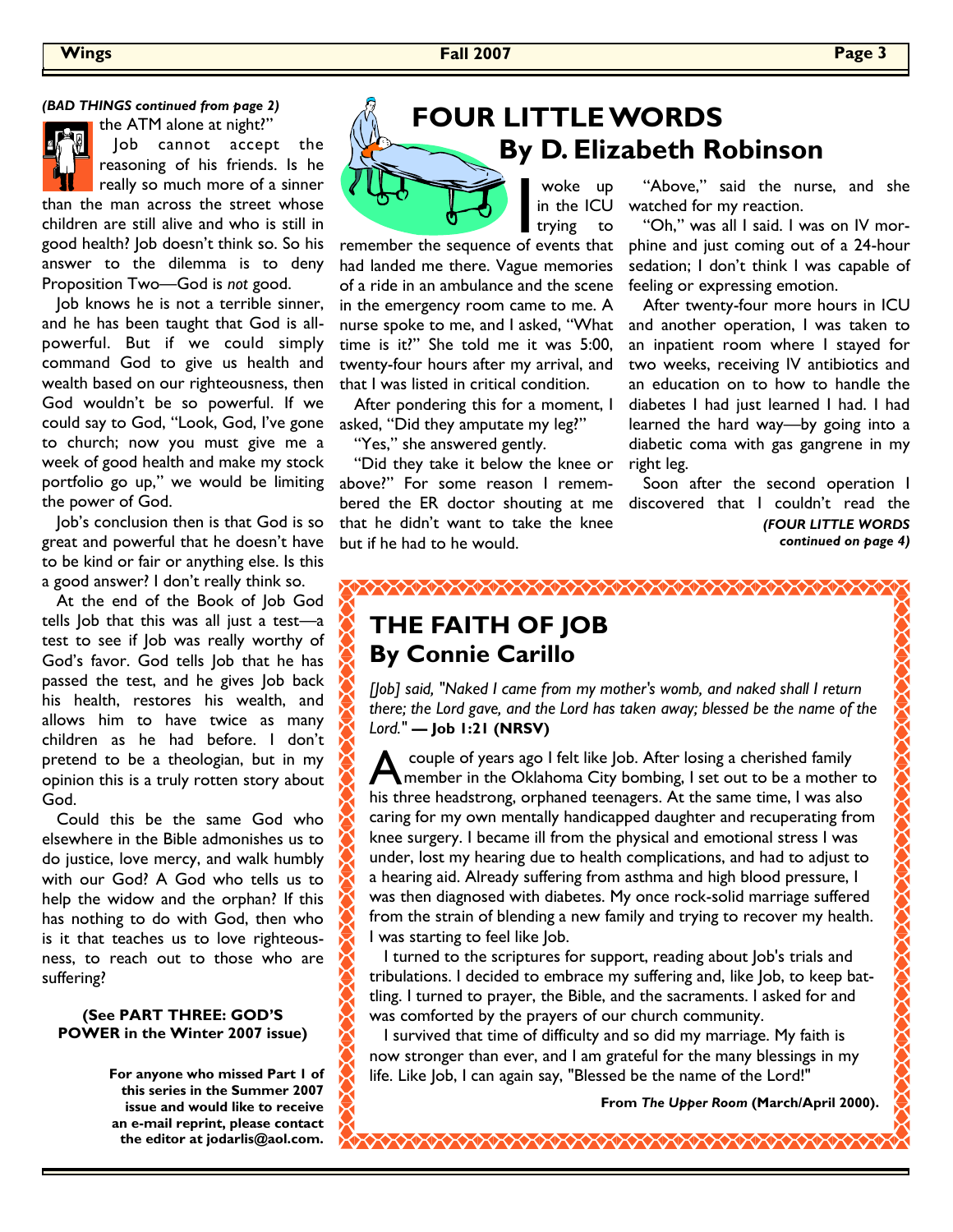*(BAD THINGS continued from page 2)*

the ATM alone at night?"

Job cannot accept the reasoning of his friends. Is he really so much more of a sinner than the man across the street whose children are still alive and who is still in good health? Job doesn't think so. So his answer to the dilemma is to deny Proposition Two—God is *not* good.

Job knows he is not a terrible sinner, and he has been taught that God is all-powerful. But if we could simply command God to give us health and wealth based on our righteousness, then God wouldn't be so powerful. If we could say to God, "Look, God, I've gone to church; now you must give me a week of good health and make my stock portfolio go up," we would be limiting the power of God.

Job's conclusion then is that God is so great and powerful that he doesn't have to be kind or fair or anything else. Is this a good answer? I don't really think so.

At the end of the Book of Job God tells Job that this was all just a test—a test to see if Job was really worthy of God's favor. God tells Job that he has passed the test, and he gives Job back his health, restores his wealth, and allows him to have twice as many children as he had before. I don't pretend to be a theologian, but in my opinion this is a truly rotten story about God.

Could this be the same God who elsewhere in the Bible admonishes us to do justice, love mercy, and walk humbly with our God? A God who tells us to help the widow and the orphan? If this has nothing to do with God, then who is it that teaches us to love righteousness, to reach out to those who are suffering?

**(See PART THREE: GOD'S POWER in the Winter 2007 issue)**

**For anyone who missed Part 1 of this series in the Summer 2007 issue and would like to receive an e-mail reprint, please contact the editor at jodarlis@aol.com.**

# FOUR LITTLE WORDS
## By D. Elizabeth Robinson

I woke up in the ICU trying to remember the sequence of events that had landed me there. Vague memories of a ride in an ambulance and the scene in the emergency room came to me. A nurse spoke to me, and I asked, "What time is it?" She told me it was 5:00, twenty-four hours after my arrival, and that I was listed in critical condition.

After pondering this for a moment, I asked, "Did they amputate my leg?"

"Yes," she answered gently.

"Did they take it below the knee or above?" For some reason I remembered the ER doctor shouting at me that he didn't want to take the knee but if he had to he would.

"Above," said the nurse, and she watched for my reaction.

"Oh," was all I said. I was on IV morphine and just coming out of a 24-hour sedation; I don't think I was capable of feeling or expressing emotion.

After twenty-four more hours in ICU and another operation, I was taken to an inpatient room where I stayed for two weeks, receiving IV antibiotics and an education on to how to handle the diabetes I had just learned I had. I had learned the hard way—by going into a diabetic coma with gas gangrene in my right leg.

Soon after the second operation I discovered that I couldn't read the

***(FOUR LITTLE WORDS continued on page 4)***

# THE FAITH OF JOB
## By Connie Carillo

*[Job] said, "Naked I came from my mother's womb, and naked shall I return there; the Lord gave, and the Lord has taken away; blessed be the name of the Lord."* **— Job 1:21 (NRSV)**

A couple of years ago I felt like Job. After losing a cherished family member in the Oklahoma City bombing, I set out to be a mother to his three headstrong, orphaned teenagers. At the same time, I was also caring for my own mentally handicapped daughter and recuperating from knee surgery. I became ill from the physical and emotional stress I was under, lost my hearing due to health complications, and had to adjust to a hearing aid. Already suffering from asthma and high blood pressure, I was then diagnosed with diabetes. My once rock-solid marriage suffered from the strain of blending a new family and trying to recover my health. I was starting to feel like Job.

I turned to the scriptures for support, reading about Job's trials and tribulations. I decided to embrace my suffering and, like Job, to keep battling. I turned to prayer, the Bible, and the sacraments. I asked for and was comforted by the prayers of our church community.

I survived that time of difficulty and so did my marriage. My faith is now stronger than ever, and I am grateful for the many blessings in my life. Like Job, I can again say, "Blessed be the name of the Lord!"

**From *The Upper Room* (March/April 2000).**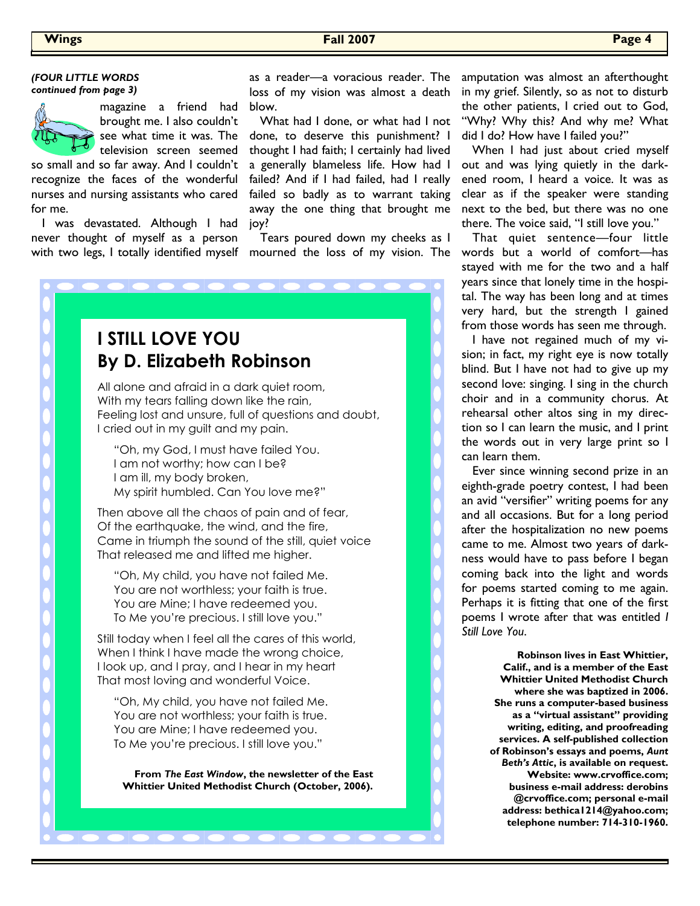*(FOUR LITTLE WORDS continued from page 3)*

magazine a friend had brought me. I also couldn't see what time it was. The television screen seemed so small and so far away. And I couldn't recognize the faces of the wonderful nurses and nursing assistants who cared for me.

I was devastated. Although I had never thought of myself as a person with two legs, I totally identified myself as a reader—a voracious reader. The loss of my vision was almost a death blow.

What had I done, or what had I not done, to deserve this punishment? I thought I had faith; I certainly had lived a generally blameless life. How had I failed? And if I had failed, had I really failed so badly as to warrant taking away the one thing that brought me joy?

Tears poured down my cheeks as I mourned the loss of my vision. The amputation was almost an afterthought in my grief. Silently, so as not to disturb the other patients, I cried out to God, "Why? Why this? And why me? What did I do? How have I failed you?"

When I had just about cried myself out and was lying quietly in the darkened room, I heard a voice. It was as clear as if the speaker were standing next to the bed, but there was no one there. The voice said, "I still love you."

That quiet sentence—four little words but a world of comfort—has stayed with me for the two and a half years since that lonely time in the hospital. The way has been long and at times very hard, but the strength I gained from those words has seen me through.

I have not regained much of my vision; in fact, my right eye is now totally blind. But I have not had to give up my second love: singing. I sing in the church choir and in a community chorus. At rehearsal other altos sing in my direction so I can learn the music, and I print the words out in very large print so I can learn them.

Ever since winning second prize in an eighth-grade poetry contest, I had been an avid "versifier" writing poems for any and all occasions. But for a long period after the hospitalization no new poems came to me. Almost two years of darkness would have to pass before I began coming back into the light and words for poems started coming to me again. Perhaps it is fitting that one of the first poems I wrote after that was entitled *I Still Love You*.

**Robinson lives in East Whittier, Calif., and is a member of the East Whittier United Methodist Church where she was baptized in 2006. She runs a computer-based business as a "virtual assistant" providing writing, editing, and proofreading services. A self-published collection of Robinson's essays and poems, *Aunt Beth's Attic*, is available on request. Website: www.crvoffice.com; business e-mail address: derobins @crvoffice.com; personal e-mail address: bethica1214@yahoo.com; telephone number: 714-310-1960.**

## I STILL LOVE YOU
## By D. Elizabeth Robinson

All alone and afraid in a dark quiet room,
With my tears falling down like the rain,
Feeling lost and unsure, full of questions and doubt,
I cried out in my guilt and my pain.

"Oh, my God, I must have failed You.
I am not worthy; how can I be?
I am ill, my body broken,
My spirit humbled. Can You love me?"

Then above all the chaos of pain and of fear,
Of the earthquake, the wind, and the fire,
Came in triumph the sound of the still, quiet voice
That released me and lifted me higher.

"Oh, My child, you have not failed Me.
You are not worthless; your faith is true.
You are Mine; I have redeemed you.
To Me you're precious. I still love you."

Still today when I feel all the cares of this world,
When I think I have made the wrong choice,
I look up, and I pray, and I hear in my heart
That most loving and wonderful Voice.

"Oh, My child, you have not failed Me.
You are not worthless; your faith is true.
You are Mine; I have redeemed you.
To Me you're precious. I still love you."

**From *The East Window*, the newsletter of the East Whittier United Methodist Church (October, 2006).**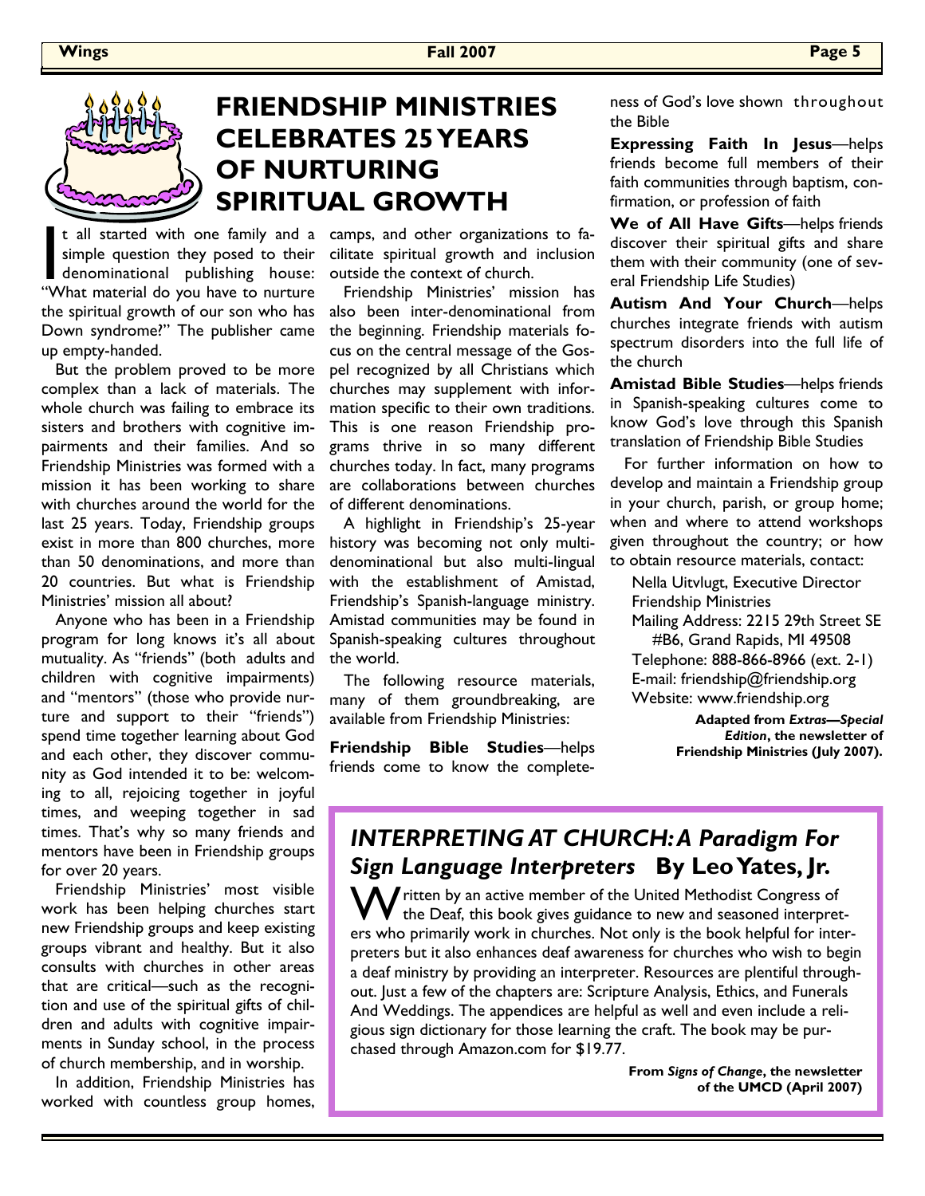# FRIENDSHIP MINISTRIES CELEBRATES 25 YEARS OF NURTURING SPIRITUAL GROWTH

It all started with one family and a simple question they posed to their denominational publishing house: "What material do you have to nurture the spiritual growth of our son who has Down syndrome?" The publisher came up empty-handed.

But the problem proved to be more complex than a lack of materials. The whole church was failing to embrace its sisters and brothers with cognitive impairments and their families. And so Friendship Ministries was formed with a mission it has been working to share with churches around the world for the last 25 years. Today, Friendship groups exist in more than 800 churches, more than 50 denominations, and more than 20 countries. But what is Friendship Ministries' mission all about?

Anyone who has been in a Friendship program for long knows it's all about mutuality. As "friends" (both adults and children with cognitive impairments) and "mentors" (those who provide nurture and support to their "friends") spend time together learning about God and each other, they discover community as God intended it to be: welcoming to all, rejoicing together in joyful times, and weeping together in sad times. That's why so many friends and mentors have been in Friendship groups for over 20 years.

Friendship Ministries' most visible work has been helping churches start new Friendship groups and keep existing groups vibrant and healthy. But it also consults with churches in other areas that are critical—such as the recognition and use of the spiritual gifts of children and adults with cognitive impairments in Sunday school, in the process of church membership, and in worship.

In addition, Friendship Ministries has worked with countless group homes, camps, and other organizations to facilitate spiritual growth and inclusion outside the context of church.

Friendship Ministries' mission has also been inter-denominational from the beginning. Friendship materials focus on the central message of the Gospel recognized by all Christians which churches may supplement with information specific to their own traditions. This is one reason Friendship programs thrive in so many different churches today. In fact, many programs are collaborations between churches of different denominations.

A highlight in Friendship's 25-year history was becoming not only multi-denominational but also multi-lingual with the establishment of Amistad, Friendship's Spanish-language ministry. Amistad communities may be found in Spanish-speaking cultures throughout the world.

The following resource materials, many of them groundbreaking, are available from Friendship Ministries:

**Friendship Bible Studies**—helps friends come to know the completeness of God's love shown throughout the Bible

**Expressing Faith In Jesus**—helps friends become full members of their faith communities through baptism, confirmation, or profession of faith

**We of All Have Gifts**—helps friends discover their spiritual gifts and share them with their community (one of several Friendship Life Studies)

**Autism And Your Church**—helps churches integrate friends with autism spectrum disorders into the full life of the church

**Amistad Bible Studies**—helps friends in Spanish-speaking cultures come to know God's love through this Spanish translation of Friendship Bible Studies

For further information on how to develop and maintain a Friendship group in your church, parish, or group home; when and where to attend workshops given throughout the country; or how to obtain resource materials, contact:

Nella Uitvlugt, Executive Director
Friendship Ministries
Mailing Address: 2215 29th Street SE #B6, Grand Rapids, MI 49508
Telephone: 888-866-8966 (ext. 2-1)
E-mail: friendship@friendship.org
Website: www.friendship.org

**Adapted from *Extras—Special Edition*, the newsletter of Friendship Ministries (July 2007).**

## *INTERPRETING AT CHURCH: A Paradigm For Sign Language Interpreters* By Leo Yates, Jr.

Written by an active member of the United Methodist Congress of the Deaf, this book gives guidance to new and seasoned interpreters who primarily work in churches. Not only is the book helpful for interpreters but it also enhances deaf awareness for churches who wish to begin a deaf ministry by providing an interpreter. Resources are plentiful throughout. Just a few of the chapters are: Scripture Analysis, Ethics, and Funerals And Weddings. The appendices are helpful as well and even include a religious sign dictionary for those learning the craft. The book may be purchased through Amazon.com for $19.77.

**From *Signs of Change*, the newsletter of the UMCD (April 2007)**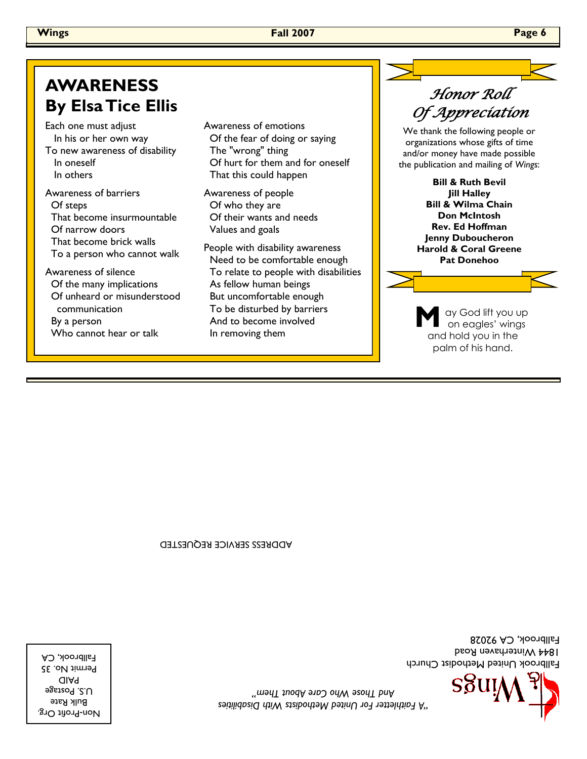# AWARENESS
## By Elsa Tice Ellis

Each one must adjust
In his or her own way
To new awareness of disability
In oneself
In others

Awareness of barriers
Of steps
That become insurmountable
Of narrow doors
That become brick walls
To a person who cannot walk

Awareness of silence
Of the many implications
Of unheard or misunderstood
communication
By a person
Who cannot hear or talk

Awareness of emotions
Of the fear of doing or saying
The "wrong" thing
Of hurt for them and for oneself
That this could happen

Awareness of people
Of who they are
Of their wants and needs
Values and goals

People with disability awareness
Need to be comfortable enough
To relate to people with disabilities
As fellow human beings
But uncomfortable enough
To be disturbed by barriers
And to become involved
In removing them

## *Honor Roll Of Appreciation*

We thank the following people or organizations whose gifts of time and/or money have made possible the publication and mailing of *Wings*:

**Bill & Ruth Bevil**
**Jill Halley**
**Bill & Wilma Chain**
**Don McIntosh**
**Rev. Ed Hoffman**
**Jenny Duboucheron**
**Harold & Coral Greene**
**Pat Donehoo**

May God lift you up on eagles' wings and hold you in the palm of his hand.

ADDRESS SERVICE REQUESTED

Wings

*"A Faithletter For United Methodists With Disabilities And Those Who Care About Them"*

Fallbrook United Methodist Church
1844 Winterhaven Road
Fallbrook, CA 92028

Non-Profit Org.
Bulk Rate
U.S. Postage
PAID
Permit No. 35
Fallbrook, CA